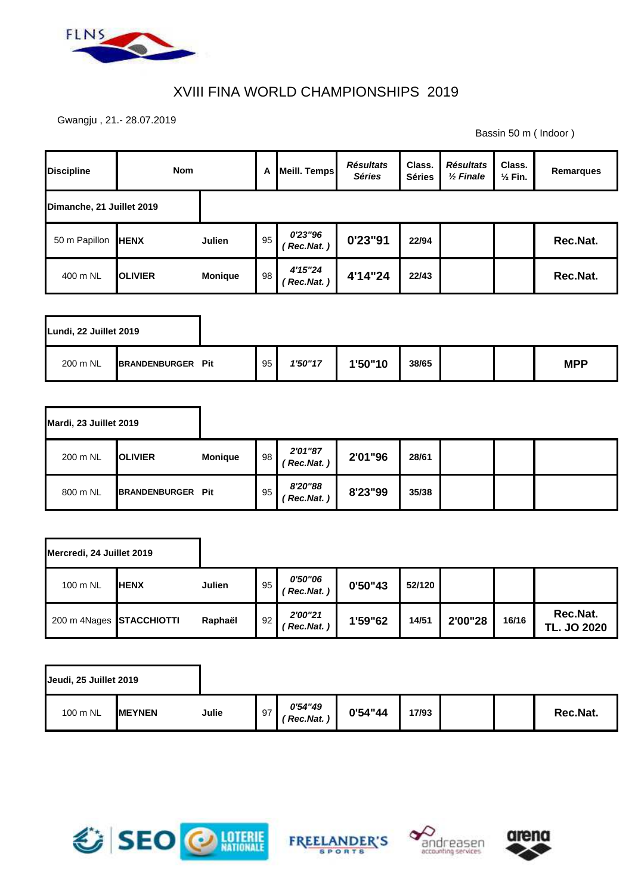FLNS

# XVIII FINA WORLD CHAMPIONSHIPS 2019

Gwangju , 21.- 28.07.2019

Bassin 50 m ( Indoor )

| Discipline | Nom | | A | Meill. Temps | *Résultats Séries* | Class. Séries | *Résultats ½ Finale* | Class. ½ Fin. | Remarques |
|---|---|---|---|---|---|---|---|---|---|
| **Dimanche, 21 Juillet 2019** | | | | | | | | | |
| 50 m Papillon | **HENX** | **Julien** | 95 | *0'23"96 ( Rec.Nat. )* | **0'23"91** | **22/94** | | | **Rec.Nat.** |
| 400 m NL | **OLIVIER** | **Monique** | 98 | *4'15"24 ( Rec.Nat. )* | **4'14"24** | **22/43** | | | **Rec.Nat.** |
| **Lundi, 22 Juillet 2019** | | | | | | | | | |
| 200 m NL | **BRANDENBURGER** | **Pit** | 95 | *1'50"17* | **1'50"10** | **38/65** | | | **MPP** |
| **Mardi, 23 Juillet 2019** | | | | | | | | | |
| 200 m NL | **OLIVIER** | **Monique** | 98 | *2'01"87 ( Rec.Nat. )* | **2'01"96** | **28/61** | | | |
| 800 m NL | **BRANDENBURGER** | **Pit** | 95 | *8'20"88 ( Rec.Nat. )* | **8'23"99** | **35/38** | | | |
| **Mercredi, 24 Juillet 2019** | | | | | | | | | |
| 100 m NL | **HENX** | **Julien** | 95 | *0'50"06 ( Rec.Nat. )* | **0'50"43** | **52/120** | | | |
| 200 m 4Nages | **STACCHIOTTI** | **Raphaël** | 92 | *2'00"21 ( Rec.Nat. )* | **1'59"62** | **14/51** | **2'00"28** | **16/16** | **Rec.Nat. TL. JO 2020** |
| **Jeudi, 25 Juillet 2019** | | | | | | | | | |
| 100 m NL | **MEYNEN** | **Julie** | 97 | *0'54"49 ( Rec.Nat. )* | **0'54"44** | **17/93** | | | **Rec.Nat.** |

SEO LOTERIE NATIONALE FREELANDER'S SPORTS andreasen accounting services arena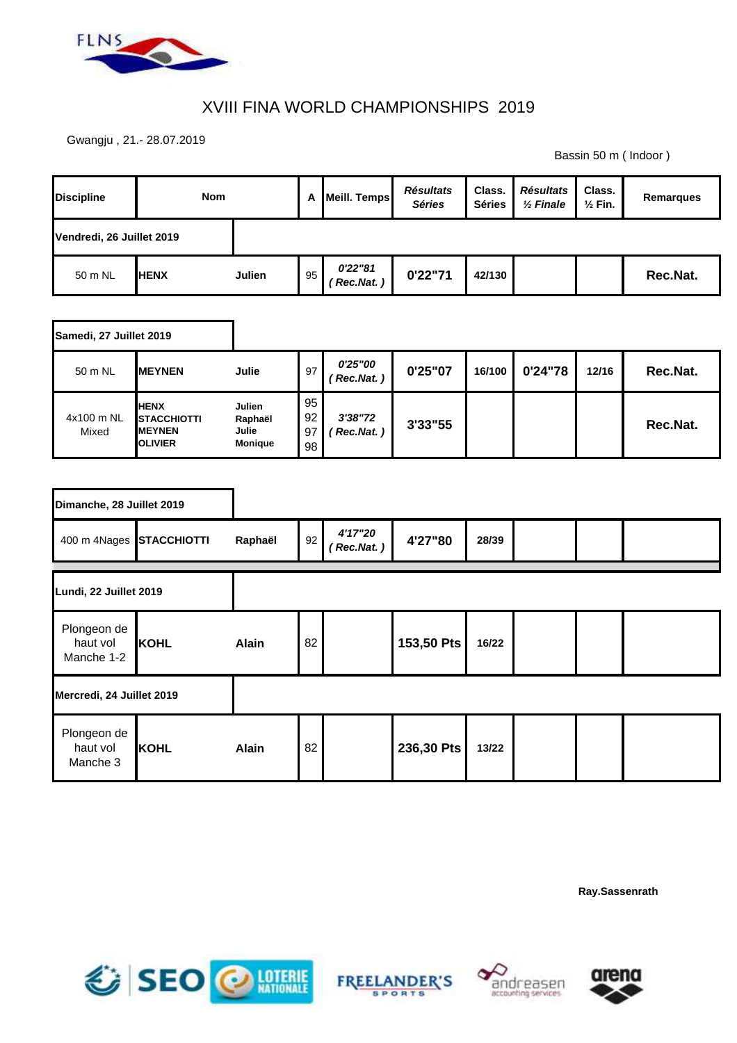# XVIII FINA WORLD CHAMPIONSHIPS 2019

Gwangju , 21.- 28.07.2019

Bassin 50 m ( Indoor )

| Discipline | Nom | | A | Meill. Temps | *Résultats Séries* | Class. Séries | *Résultats ½ Finale* | Class. ½ Fin. | Remarques |
|---|---|---|---|---|---|---|---|---|---|
| **Vendredi, 26 Juillet 2019** | | | | | | | | | |
| 50 m NL | **HENX** | **Julien** | 95 | *0'22"81 ( Rec.Nat. )* | **0'22"71** | **42/130** | | | **Rec.Nat.** |
| **Samedi, 27 Juillet 2019** | | | | | | | | | |
| 50 m NL | **MEYNEN** | **Julie** | 97 | *0'25"00 ( Rec.Nat. )* | **0'25"07** | **16/100** | **0'24"78** | **12/16** | **Rec.Nat.** |
| 4x100 m NL Mixed | **HENX STACCHIOTTI MEYNEN OLIVIER** | **Julien Raphaël Julie Monique** | 95 92 97 98 | *3'38"72 ( Rec.Nat. )* | **3'33"55** | | | | **Rec.Nat.** |
| **Dimanche, 28 Juillet 2019** | | | | | | | | | |
| 400 m 4Nages | **STACCHIOTTI** | **Raphaël** | 92 | *4'17"20 ( Rec.Nat. )* | **4'27"80** | **28/39** | | | |
| **Lundi, 22 Juillet 2019** | | | | | | | | | |
| Plongeon de haut vol Manche 1-2 | **KOHL** | **Alain** | 82 | | **153,50 Pts** | **16/22** | | | |
| **Mercredi, 24 Juillet 2019** | | | | | | | | | |
| Plongeon de haut vol Manche 3 | **KOHL** | **Alain** | 82 | | **236,30 Pts** | **13/22** | | | |

**Ray.Sassenrath**